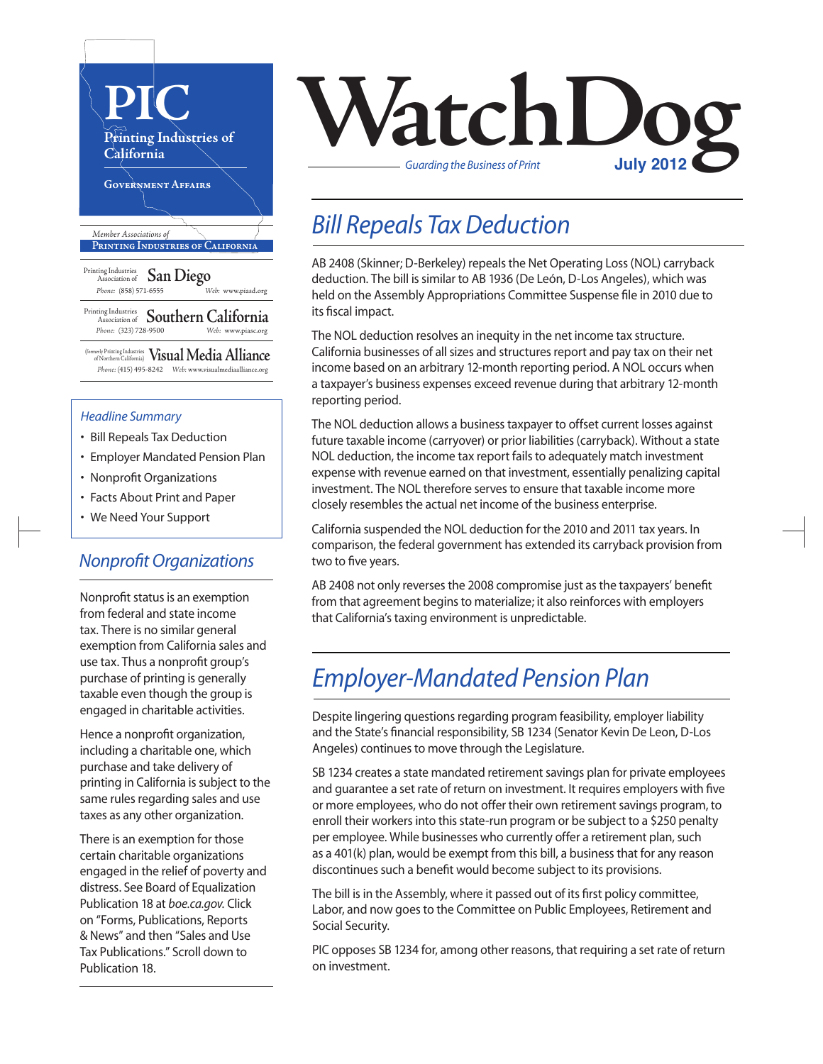# PIC

**Printing Industries of California**

GOVERNMENT AFFAIRS

*Member Associations of*
**PRINTING INDUSTRIES OF CALIFORNIA**

Printing Industries Association of **San Diego**
*Phone:* (858) 571-6555 *Web:* www.piasd.org

Printing Industries Association of **Southern California**
*Phone:* (323) 728-9500 *Web:* www.piasc.org

(formerly Printing Industries of Northern California) **Visual Media Alliance**
*Phone:* (415) 495-8242 *Web:* www.visualmediaalliance.org

# WatchDog

*Guarding the Business of Print*

**July 2012**

*Headline Summary*

- Bill Repeals Tax Deduction
- Employer Mandated Pension Plan
- Nonprofit Organizations
- Facts About Print and Paper
- We Need Your Support

## *Bill Repeals Tax Deduction*

AB 2408 (Skinner; D-Berkeley) repeals the Net Operating Loss (NOL) carryback deduction. The bill is similar to AB 1936 (De León, D-Los Angeles), which was held on the Assembly Appropriations Committee Suspense file in 2010 due to its fiscal impact.

The NOL deduction resolves an inequity in the net income tax structure. California businesses of all sizes and structures report and pay tax on their net income based on an arbitrary 12-month reporting period. A NOL occurs when a taxpayer's business expenses exceed revenue during that arbitrary 12-month reporting period.

The NOL deduction allows a business taxpayer to offset current losses against future taxable income (carryover) or prior liabilities (carryback). Without a state NOL deduction, the income tax report fails to adequately match investment expense with revenue earned on that investment, essentially penalizing capital investment. The NOL therefore serves to ensure that taxable income more closely resembles the actual net income of the business enterprise.

California suspended the NOL deduction for the 2010 and 2011 tax years. In comparison, the federal government has extended its carryback provision from two to five years.

AB 2408 not only reverses the 2008 compromise just as the taxpayers' benefit from that agreement begins to materialize; it also reinforces with employers that California's taxing environment is unpredictable.

## *Employer-Mandated Pension Plan*

Despite lingering questions regarding program feasibility, employer liability and the State's financial responsibility, SB 1234 (Senator Kevin De Leon, D-Los Angeles) continues to move through the Legislature.

SB 1234 creates a state mandated retirement savings plan for private employees and guarantee a set rate of return on investment. It requires employers with five or more employees, who do not offer their own retirement savings program, to enroll their workers into this state-run program or be subject to a $250 penalty per employee. While businesses who currently offer a retirement plan, such as a 401(k) plan, would be exempt from this bill, a business that for any reason discontinues such a benefit would become subject to its provisions.

The bill is in the Assembly, where it passed out of its first policy committee, Labor, and now goes to the Committee on Public Employees, Retirement and Social Security.

PIC opposes SB 1234 for, among other reasons, that requiring a set rate of return on investment.

## *Nonprofit Organizations*

Nonprofit status is an exemption from federal and state income tax. There is no similar general exemption from California sales and use tax. Thus a nonprofit group's purchase of printing is generally taxable even though the group is engaged in charitable activities.

Hence a nonprofit organization, including a charitable one, which purchase and take delivery of printing in California is subject to the same rules regarding sales and use taxes as any other organization.

There is an exemption for those certain charitable organizations engaged in the relief of poverty and distress. See Board of Equalization Publication 18 at *boe.ca.gov.* Click on "Forms, Publications, Reports & News" and then "Sales and Use Tax Publications." Scroll down to Publication 18.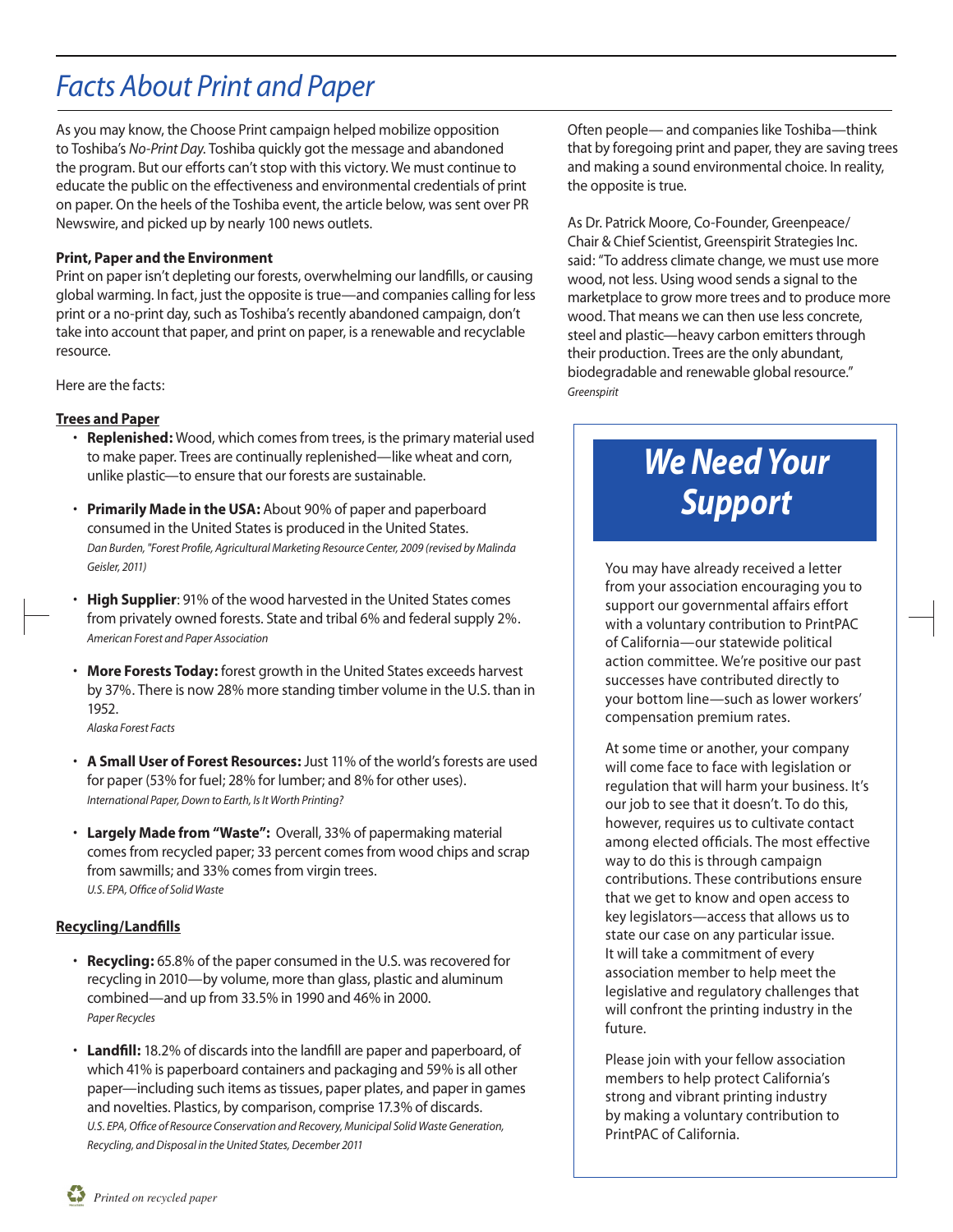# Facts About Print and Paper

As you may know, the Choose Print campaign helped mobilize opposition to Toshiba's *No-Print Day*. Toshiba quickly got the message and abandoned the program. But our efforts can't stop with this victory. We must continue to educate the public on the effectiveness and environmental credentials of print on paper. On the heels of the Toshiba event, the article below, was sent over PR Newswire, and picked up by nearly 100 news outlets.

**Print, Paper and the Environment**

Print on paper isn't depleting our forests, overwhelming our landfills, or causing global warming. In fact, just the opposite is true—and companies calling for less print or a no-print day, such as Toshiba's recently abandoned campaign, don't take into account that paper, and print on paper, is a renewable and recyclable resource.

Here are the facts:

**Trees and Paper**

- **Replenished:** Wood, which comes from trees, is the primary material used to make paper. Trees are continually replenished—like wheat and corn, unlike plastic—to ensure that our forests are sustainable.
- **Primarily Made in the USA:** About 90% of paper and paperboard consumed in the United States is produced in the United States.
  *Dan Burden, "Forest Profile, Agricultural Marketing Resource Center, 2009 (revised by Malinda Geisler, 2011)*
- **High Supplier**: 91% of the wood harvested in the United States comes from privately owned forests. State and tribal 6% and federal supply 2%.
  *American Forest and Paper Association*
- **More Forests Today:** forest growth in the United States exceeds harvest by 37%. There is now 28% more standing timber volume in the U.S. than in 1952.
  *Alaska Forest Facts*
- **A Small User of Forest Resources:** Just 11% of the world's forests are used for paper (53% for fuel; 28% for lumber; and 8% for other uses).
  *International Paper, Down to Earth, Is It Worth Printing?*
- **Largely Made from "Waste":** Overall, 33% of papermaking material comes from recycled paper; 33 percent comes from wood chips and scrap from sawmills; and 33% comes from virgin trees.
  *U.S. EPA, Office of Solid Waste*

**Recycling/Landfills**

- **Recycling:** 65.8% of the paper consumed in the U.S. was recovered for recycling in 2010—by volume, more than glass, plastic and aluminum combined—and up from 33.5% in 1990 and 46% in 2000.
  *Paper Recycles*
- **Landfill:** 18.2% of discards into the landfill are paper and paperboard, of which 41% is paperboard containers and packaging and 59% is all other paper—including such items as tissues, paper plates, and paper in games and novelties. Plastics, by comparison, comprise 17.3% of discards.
  *U.S. EPA, Office of Resource Conservation and Recovery, Municipal Solid Waste Generation, Recycling, and Disposal in the United States, December 2011*

Often people— and companies like Toshiba—think that by foregoing print and paper, they are saving trees and making a sound environmental choice. In reality, the opposite is true.

As Dr. Patrick Moore, Co-Founder, Greenpeace/ Chair & Chief Scientist, Greenspirit Strategies Inc. said: "To address climate change, we must use more wood, not less. Using wood sends a signal to the marketplace to grow more trees and to produce more wood. That means we can then use less concrete, steel and plastic—heavy carbon emitters through their production. Trees are the only abundant, biodegradable and renewable global resource."
*Greenspirit*

## We Need Your Support

You may have already received a letter from your association encouraging you to support our governmental affairs effort with a voluntary contribution to PrintPAC of California—our statewide political action committee. We're positive our past successes have contributed directly to your bottom line—such as lower workers' compensation premium rates.

At some time or another, your company will come face to face with legislation or regulation that will harm your business. It's our job to see that it doesn't. To do this, however, requires us to cultivate contact among elected officials. The most effective way to do this is through campaign contributions. These contributions ensure that we get to know and open access to key legislators—access that allows us to state our case on any particular issue. It will take a commitment of every association member to help meet the legislative and regulatory challenges that will confront the printing industry in the future.

Please join with your fellow association members to help protect California's strong and vibrant printing industry by making a voluntary contribution to PrintPAC of California.

*Printed on recycled paper*